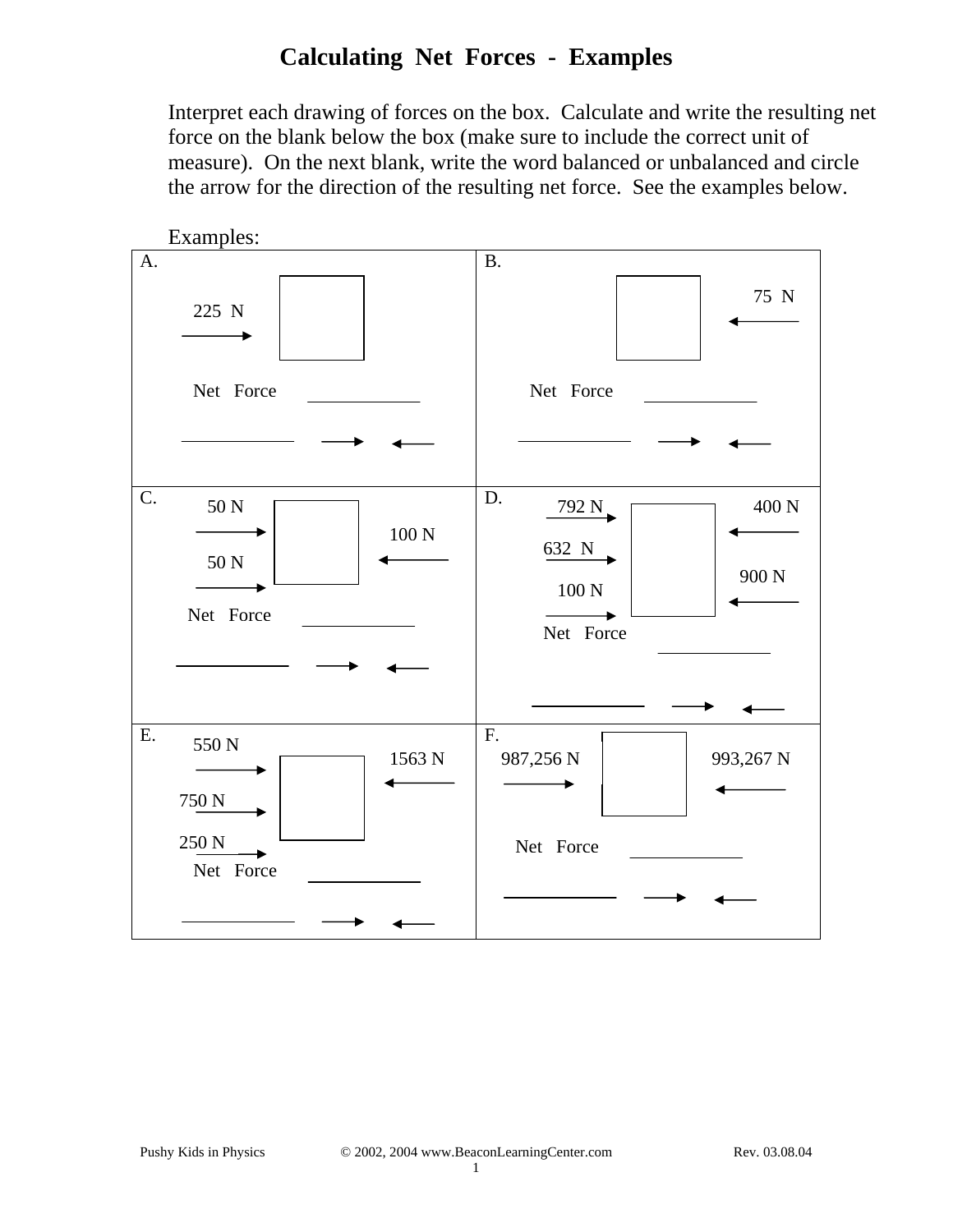# Calculating Net Forces - Examples

Interpret each drawing of forces on the box. Calculate and write the resulting net force on the blank below the box (make sure to include the correct unit of measure). On the next blank, write the word balanced or unbalanced and circle the arrow for the direction of the resulting net force. See the examples below.

Examples:

| A. | B. |
|---|---|
| 225 N → [box]<br><br>Net Force \_\_\_\_\_\_\_\_\_\_<br><br>\_\_\_\_\_\_\_\_\_\_ → ← | [box] ← 75 N<br><br>Net Force \_\_\_\_\_\_\_\_\_\_<br><br>\_\_\_\_\_\_\_\_\_\_ → ← |
| C.<br>50 N →<br>50 N → [box] ← 100 N<br><br>Net Force \_\_\_\_\_\_\_\_\_\_<br><br>\_\_\_\_\_\_\_\_\_\_ → ← | D.<br>792 N →<br>632 N →<br>100 N → [box] ← 400 N<br>← 900 N<br><br>Net Force \_\_\_\_\_\_\_\_\_\_<br><br>\_\_\_\_\_\_\_\_\_\_ → ← |
| E.<br>550 N →<br>750 N →<br>250 N → [box] ← 1563 N<br><br>Net Force \_\_\_\_\_\_\_\_\_\_<br><br>\_\_\_\_\_\_\_\_\_\_ → ← | F.<br>987,256 N → [box] ← 993,267 N<br><br>Net Force \_\_\_\_\_\_\_\_\_\_<br><br>\_\_\_\_\_\_\_\_\_\_ → ← |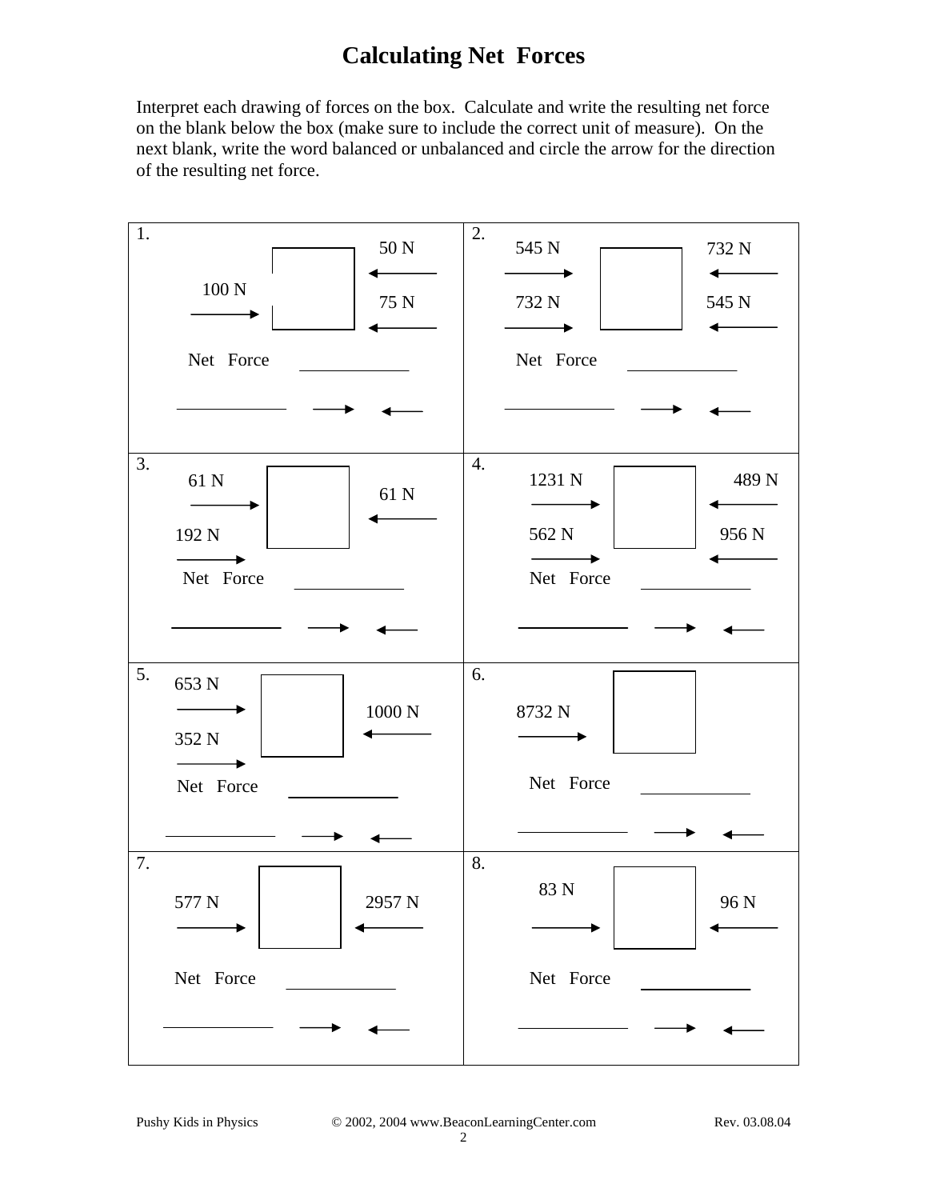# Calculating Net Forces

Interpret each drawing of forces on the box. Calculate and write the resulting net force on the blank below the box (make sure to include the correct unit of measure). On the next blank, write the word balanced or unbalanced and circle the arrow for the direction of the resulting net force.

| | |
|---|---|
| **1.** 100 N → [box] ← 50 N, ← 75 N<br><br>Net Force \_\_\_\_\_\_\_\_\_\_<br><br>\_\_\_\_\_\_\_\_\_\_ → ← | **2.** 545 N →, 732 N → [box] ← 732 N, ← 545 N<br><br>Net Force \_\_\_\_\_\_\_\_\_\_<br><br>\_\_\_\_\_\_\_\_\_\_ → ← |
| **3.** 61 N →, 192 N → [box] ← 61 N<br><br>Net Force \_\_\_\_\_\_\_\_\_\_<br><br>\_\_\_\_\_\_\_\_\_\_ → ← | **4.** 1231 N →, 562 N → [box] ← 489 N, ← 956 N<br><br>Net Force \_\_\_\_\_\_\_\_\_\_<br><br>\_\_\_\_\_\_\_\_\_\_ → ← |
| **5.** 653 N →, 352 N → [box] ← 1000 N<br><br>Net Force \_\_\_\_\_\_\_\_\_\_<br><br>\_\_\_\_\_\_\_\_\_\_ → ← | **6.** 8732 N → [box]<br><br>Net Force \_\_\_\_\_\_\_\_\_\_<br><br>\_\_\_\_\_\_\_\_\_\_ → ← |
| **7.** 577 N → [box] ← 2957 N<br><br>Net Force \_\_\_\_\_\_\_\_\_\_<br><br>\_\_\_\_\_\_\_\_\_\_ → ← | **8.** 83 N → [box] ← 96 N<br><br>Net Force \_\_\_\_\_\_\_\_\_\_<br><br>\_\_\_\_\_\_\_\_\_\_ → ← |

Pushy Kids in Physics © 2002, 2004 www.BeaconLearningCenter.com Rev. 03.08.04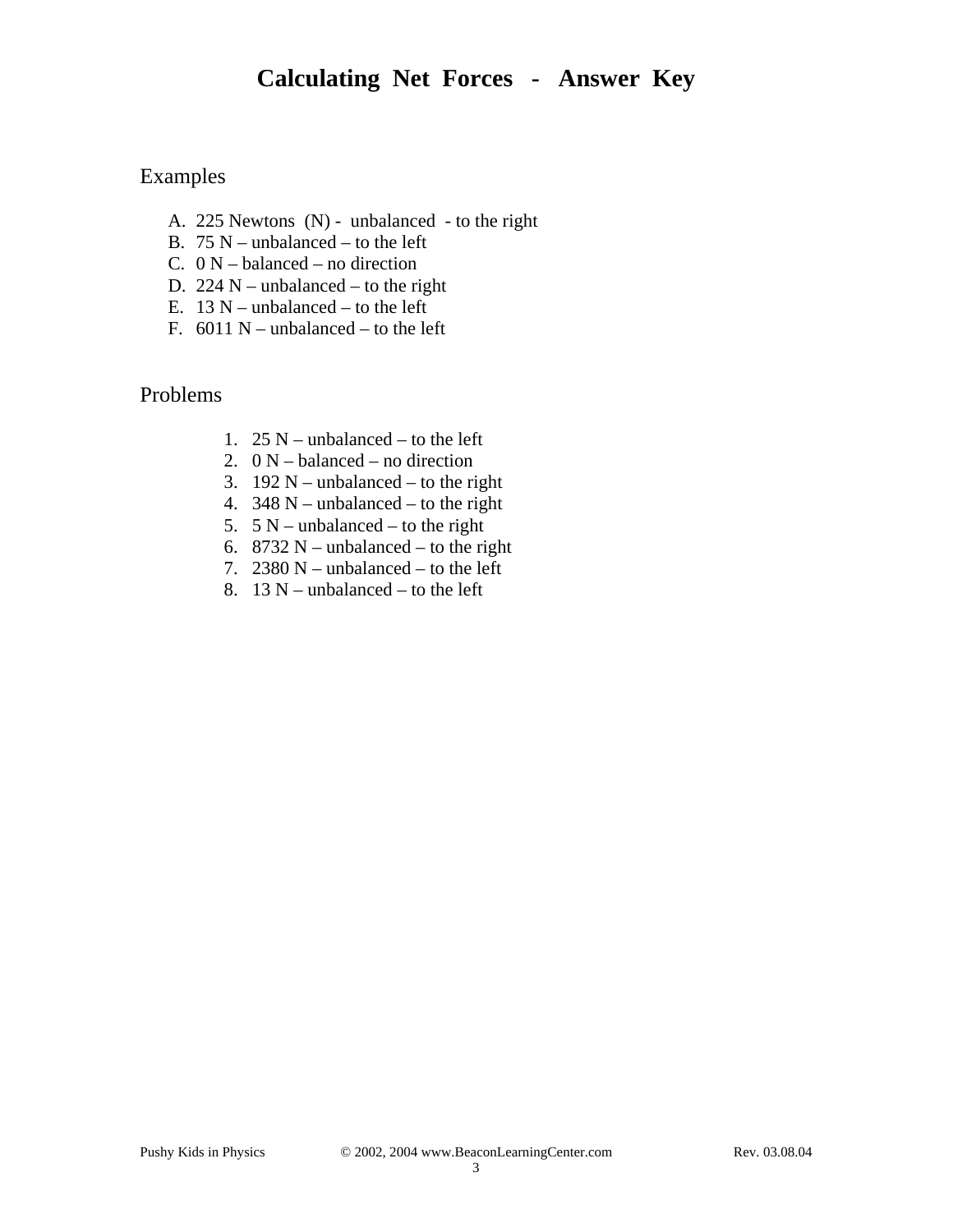# Calculating Net Forces - Answer Key

## Examples

A. 225 Newtons (N) - unbalanced - to the right
B. 75 N – unbalanced – to the left
C. 0 N – balanced – no direction
D. 224 N – unbalanced – to the right
E. 13 N – unbalanced – to the left
F. 6011 N – unbalanced – to the left

## Problems

1. 25 N – unbalanced – to the left
2. 0 N – balanced – no direction
3. 192 N – unbalanced – to the right
4. 348 N – unbalanced – to the right
5. 5 N – unbalanced – to the right
6. 8732 N – unbalanced – to the right
7. 2380 N – unbalanced – to the left
8. 13 N – unbalanced – to the left